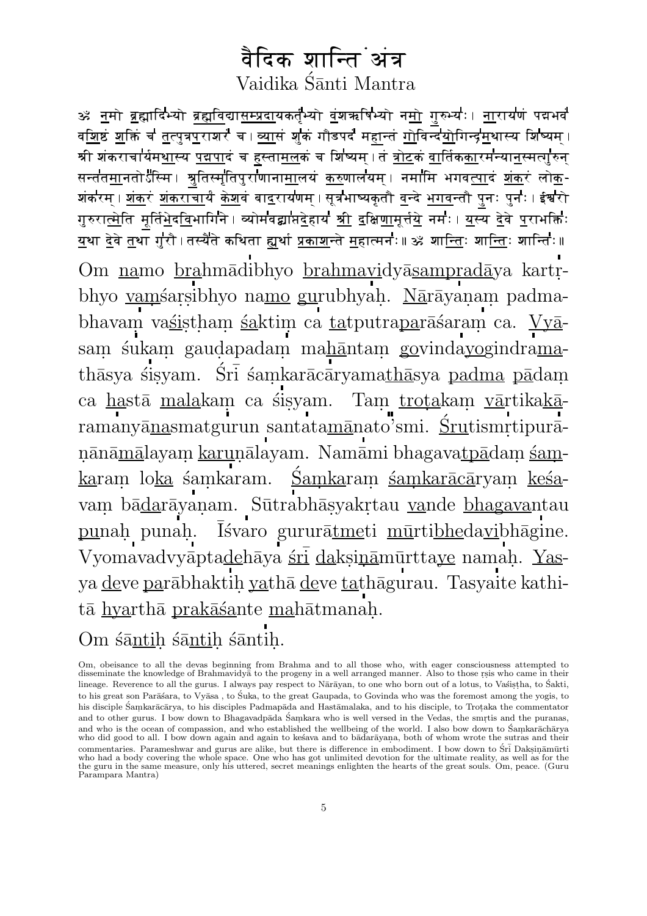# वैदिक शान्ति मंत्र

Vaidika Śānti Mantra

ॐ नमो ब्रह्मादिभ्यो ब्रह्मविद्यासम्प्रदायकर्तृभ्यो वंशऋषिभ्यो नमो गुरुभ्यः। नारायणं पद्मभवं वशिष्ठं शक्तिं च तत्पुत्रपराशरं च। व्यासं शुकं गौडपदं महान्तं गोविन्दयोगिन्द्रमथास्य शिष्यम्। श्री शंकराचार्यमथास्य पद्मपादं च हस्तामलकं च शिष्यम्। तं त्रोटकं वार्तिककारमन्यानस्मत्गुरुन् सन्ततमानतोऽस्मि। श्रुतिस्मृतिपुराणानामालयं करुणालयम्। नमामि भगवत्पादं शंकरं लोकशंकरम्। शंकरं शंकराचार्यं केशवं बादरायणम्। सूत्रभाष्यकृतौ वन्दे भगवन्तौ पुनः पुनः। ईश्वरो गुरुरात्मेति मूर्तिभेदविभागिने। व्योमवद्व्याप्तदेहाय श्री दक्षिणामूर्त्तये नमः। यस्य देवे पराभक्तिः यथा देवे तथा गुरौ। तस्यैते कथिता ह्यर्था प्रकाशन्ते महात्मनः॥ ॐ शान्तिः शान्तिः शान्तिः॥

Om namo brahmādibhyo brahmavidyāsampradāya kartṛbhyo vaṃśarṣibhyo namo gurubhyaḥ. Nārāyaṇaṃ padmabhavaṃ vaśiṣṭhaṃ śaktiṃ ca tatputraparāśaraṃ ca. Vyāsaṃ śukaṃ gauḍapadaṃ mahāntaṃ govindayogindramathāsya śiṣyam. Śrī śaṃkarācāryamathāsya padma pādaṃ ca hastā malakaṃ ca śiṣyam. Taṃ troṭakaṃ vārtikakāramanyānasmatgurun santatamānato'smi. Śrutismṛtipurāṇānāmālayaṃ karuṇālayam. Namāmi bhagavatpādaṃ śaṃkaraṃ loka śaṃkaram. Śaṃkaraṃ śaṃkarācāryaṃ keśavaṃ bādarāyaṇam. Sūtrabhāṣyakṛtau vande bhagavantau punaḥ punaḥ. Īśvaro gururātmeti mūrtibhedavibhāgine. Vyomavadvyāptadehāya śrī dakṣiṇāmūrttaye namaḥ. Yasya deve parābhaktiḥ yathā deve tathāgurau. Tasyaite kathitā hyarthā prakāśante mahātmanaḥ.

Om śāntiḥ śāntiḥ śāntiḥ.

Om, obeisance to all the devas beginning from Brahma and to all those who, with eager consciousness attempted to disseminate the knowledge of Brahmavidyā to the progeny in a well arranged manner. Also to those ṛṣis who came in their lineage. Reverence to all the gurus. I always pay respect to Nārāyan, to one who born out of a lotus, to Vaśiṣtha, to Śakti, to his great son Parāśara, to Vyāsa , to Śuka, to the great Gaupada, to Govinda who was the foremost among the yogis, to his disciple Śaṃkarācārya, to his disciples Padmapāda and Hastāmalaka, and to his disciple, to Troṭaka the commentator and to other gurus. I bow down to Bhagavadpāda Śaṃkara who is well versed in the Vedas, the smṛtis and the puranas, and who is the ocean of compassion, and who established the wellbeing of the world. I also bow down to Śaṃkarāchārya who did good to all. I bow down again and again to keśava and to bādarāyaṇa, both of whom wrote the sutras and their commentaries. Parameshwar and gurus are alike, but there is difference in embodiment. I bow down to Śrī Dakṣiṇāmūrti who had a body covering the whole space. One who has got unlimited devotion for the ultimate reality, as well as for the the guru in the same measure, only his uttered, secret meanings enlighten the hearts of the great souls. Om, peace. (Guru Parampara Mantra)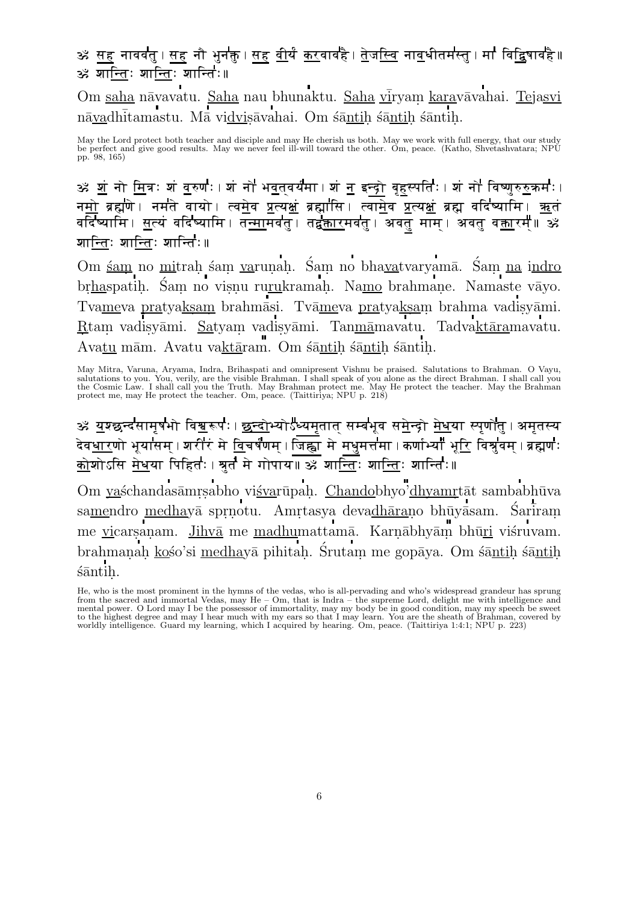ॐ सह नाववतु। सह नौ भुनक्तु। सह वीर्यं करवावहै। तेजस्वि नावधीतमस्तु। मा विद्विषावहै॥ ॐ शान्तिः शान्तिः शान्तिः॥

Om saha nāvavatu. Saha nau bhunaktu. Saha vīryaṃ karavāvahai. Tejasvi nāvadhītamastu. Mā vidviṣāvahai. Om śāntiḥ śāntiḥ śāntiḥ.

May the Lord protect both teacher and disciple and may He cherish us both. May we work with full energy, that our study be perfect and give good results. May we never feel ill-will toward the other. Om, peace. (Katho, Shvetashvatara; NPU pp. 98, 165)

ॐ शं नो मित्रः शं वरुणः। शं नो भवत्वर्यमा। शं न इन्द्रो बृहस्पतिः। शं नो विष्णुरुरुक्रमः। नमो ब्रह्मणे। नमस्ते वायो। त्वमेव प्रत्यक्षं ब्रह्मासि। त्वामेव प्रत्यक्षं ब्रह्म वदिष्यामि। ऋतं वदिष्यामि। सत्यं वदिष्यामि। तन्मामवतु। तद्वक्तारमवतु। अवतु माम्। अवतु वक्तारम्॥ ॐ शान्तिः शान्तिः शान्तिः॥

Om śaṃ no mitraḥ śaṃ varuṇaḥ. Śaṃ no bhavatvaryamā. Śaṃ na indro bṛhaspatiḥ. Śaṃ no viṣṇu rurukramaḥ. Namo brahmaṇe. Namaste vāyo. Tvameva pratyakṣaṃ brahmāsi. Tvāmeva pratyakṣaṃ brahma vadiṣyāmi. Ṛtaṃ vadiṣyāmi. Satyaṃ vadiṣyāmi. Tanmāmavatu. Tadvaktāramavatu. Avatu mām. Avatu vaktāram. Om śāntiḥ śāntiḥ śāntiḥ.

May Mitra, Varuna, Aryama, Indra, Brihaspati and omnipresent Vishnu be praised. Salutations to Brahman. O Vayu, salutations to you. You, verily, are the visible Brahman. I shall speak of you alone as the direct Brahman. I shall call you the Cosmic Law. I shall call you the Truth. May Brahman protect me. May He protect the teacher. May the Brahman protect me, may He protect the teacher. Om, peace. (Taittiriya; NPU p. 218)

ॐ यश्छन्दसामृषभो विश्वरूपः। छन्दोभ्योऽध्यमृतात् सम्बभूव समेन्द्रो मेधया स्पृणोतु। अमृतस्य देवधारणो भूयासम्। शरीरं मे विचर्षणम्। जिह्वा मे मधुमत्तमा। कर्णाभ्यां भूरि विश्रुवम्। ब्रह्मणः कोशोऽसि मेधया पिहितः। श्रुतं मे गोपाय॥ ॐ शान्तिः शान्तिः शान्तिः॥

Om yaśchandasāmṛṣabho viśvarūpaḥ. Chandobhyo'dhyamṛtāt sambabhūva samendro medhayā spṛṇotu. Amṛtasya devadhāraṇo bhūyāsam. Śarīraṃ me vicarṣaṇam. Jihvā me madhumattamā. Karṇābhyāṃ bhūri viśruvam. brahmaṇaḥ kośo'si medhayā pihitaḥ. Śrutaṃ me gopāya. Om śāntiḥ śāntiḥ śāntiḥ.

He, who is the most prominent in the hymns of the vedas, who is all-pervading and who's widespread grandeur has sprung from the sacred and immortal Vedas, may He – Om, that is Indra – the supreme Lord, delight me with intelligence and mental power. O Lord may I be the possessor of immortality, may my body be in good condition, may my speech be sweet to the highest degree and may I hear much with my ears so that I may learn. You are the sheath of Brahman, covered by worldly intelligence. Guard my learning, which I acquired by hearing. Om, peace. (Taittiriya 1:4:1; NPU p. 223)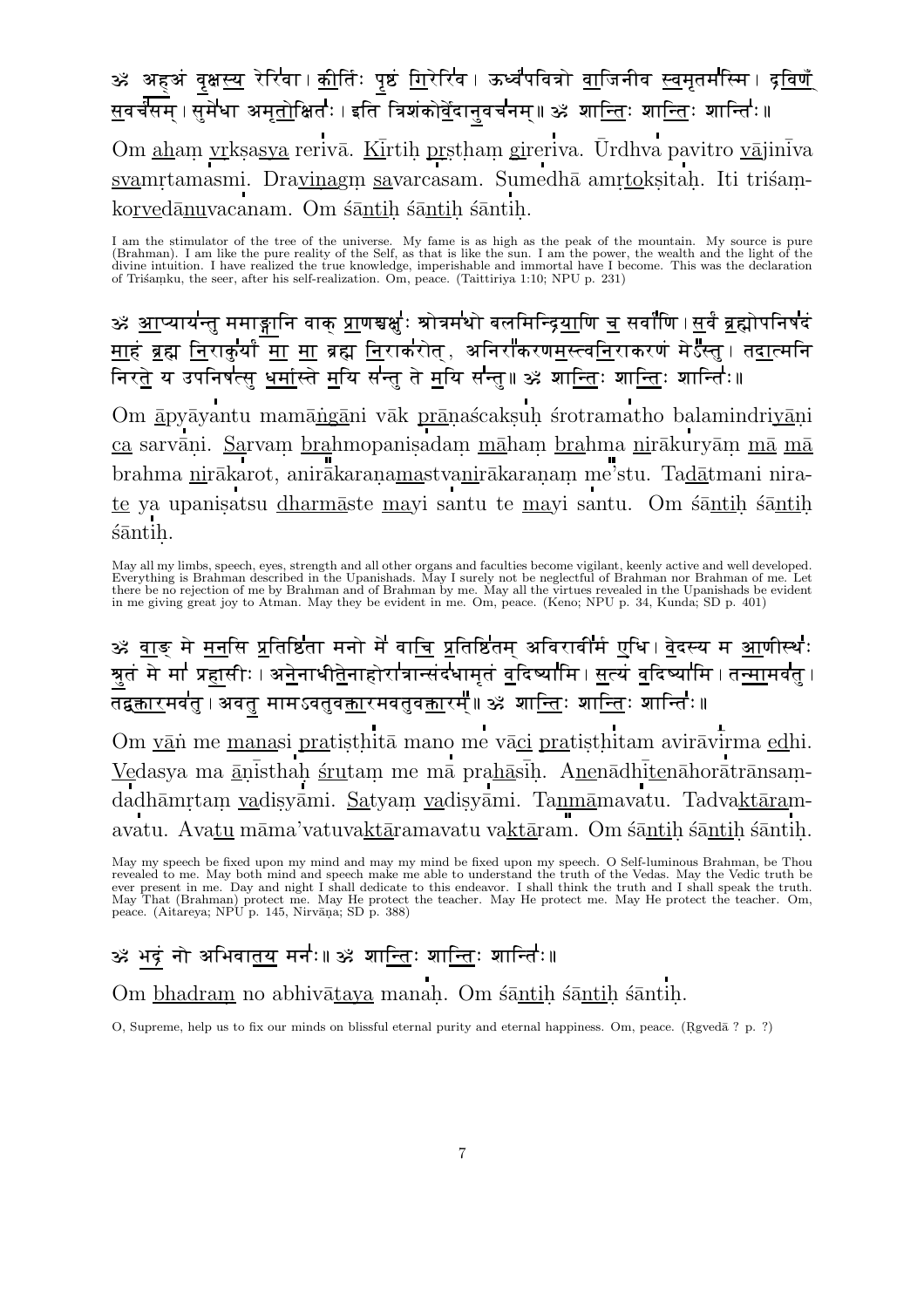ॐ अहं वृक्षस्य रेरिवा। कीर्तिः पृष्ठं गिरेरिव। ऊर्ध्वपवित्रो वाजिनीव स्वमृतमस्मि। द्रविणँ सवर्चसम्। सुमेधा अमृतोक्षितः। इति त्रिशंकोर्वेदानुवचनम्॥ ॐ शान्तिः शान्तिः शान्तिः॥

Om aham vṛkṣasya rerivā. Kīrtiḥ pṛṣṭham gireriva. Ūrdhva pavitro vājinīva svamṛtamasmi. Draviṇagm savarcasam. Sumedhā amṛtokṣitaḥ. Iti triśaṃkorvedānuvacanam. Om śāntiḥ śāntiḥ śāntiḥ.

I am the stimulator of the tree of the universe. My fame is as high as the peak of the mountain. My source is pure (Brahman). I am like the pure reality of the Self, as that is like the sun. I am the power, the wealth and the light of the divine intuition. I have realized the true knowledge, imperishable and immortal have I become. This was the declaration of Triśaṃku, the seer, after his self-realization. Om, peace. (Taittiriya 1:10; NPU p. 231)

ॐ आप्यायन्तु ममाङ्गानि वाक् प्राणश्चक्षुः श्रोत्रमथो बलमिन्द्रियाणि च सर्वाणि। सर्वं ब्रह्मोपनिषदं माहं ब्रह्म निराकुर्यां मा मा ब्रह्म निराकरोत्, अनिराकरणमस्त्वनिराकरणं मेऽस्तु। तदात्मनि निरते य उपनिषत्सु धर्मास्ते मयि सन्तु ते मयि सन्तु॥ ॐ शान्तिः शान्तिः शान्तिः॥

Om āpyāyantu mamāṅgāni vāk prāṇaścakṣuḥ śrotramatho balamindriyāṇi ca sarvāṇi. Sarvaṃ brahmopaniṣadam māhaṃ brahma nirākuryāṃ mā mā brahma nirākarot, anirākaraṇamastvanirākaraṇaṃ me'stu. Tadātmani nirate ya upaniṣatsu dharmāste mayi santu te mayi santu. Om śāntiḥ śāntiḥ śāntiḥ.

May all my limbs, speech, eyes, strength and all other organs and faculties become vigilant, keenly active and well developed. Everything is Brahman described in the Upanishads. May I surely not be neglectful of Brahman nor Brahman of me. Let there be no rejection of me by Brahman and of Brahman by me. May all the virtues revealed in the Upanishads be evident in me giving great joy to Atman. May they be evident in me. Om, peace. (Keno; NPU p. 34, Kunda; SD p. 401)

ॐ वाङ् मे मनसि प्रतिष्ठिता मनो मे वाचि प्रतिष्ठितम् अविरावीर्म एधि। वेदस्य म आणीस्थः श्रुतं मे मा प्रहासीः। अनेनाधीतेनाहोरात्रान्संदधामृतं वदिष्यामि। सत्यं वदिष्यामि। तन्मामवतु। तद्वक्तारमवतु। अवतु मामऽवतुवक्तारमवतुवक्तारम्॥ ॐ शान्तिः शान्तिः शान्तिः॥

Om vāṅ me manasi pratiṣṭhitā mano me vāci pratiṣṭhitam avirāvirma edhi. Vedasya ma āṇīsthaḥ śrutaṃ me mā prahāsīḥ. Anenādhītenāhorātrānsaṃdadhāmṛtaṃ vadiṣyāmi. Satyaṃ vadiṣyāmi. Tanmāmavatu. Tadvaktāramavatu. Avatu māma'vatuvaktāramavatu vaktāram. Om śāntiḥ śāntiḥ śāntiḥ.

May my speech be fixed upon my mind and may my mind be fixed upon my speech. O Self-luminous Brahman, be Thou revealed to me. May both mind and speech make me able to understand the truth of the Vedas. May the Vedic truth be ever present in me. Day and night I shall dedicate to this endeavor. I shall think the truth and I shall speak the truth. May That (Brahman) protect me. May He protect the teacher. May He protect me. May He protect the teacher. Om, peace. (Aitareya; NPU p. 145, Nirvāṇa; SD p. 388)

ॐ भद्रं नो अभिवातय मनः॥ ॐ शान्तिः शान्तिः शान्तिः॥

Om bhadraṃ no abhivātaya manaḥ. Om śāntiḥ śāntiḥ śāntiḥ.

O, Supreme, help us to fix our minds on blissful eternal purity and eternal happiness. Om, peace. (Ṛgvedā ? p. ?)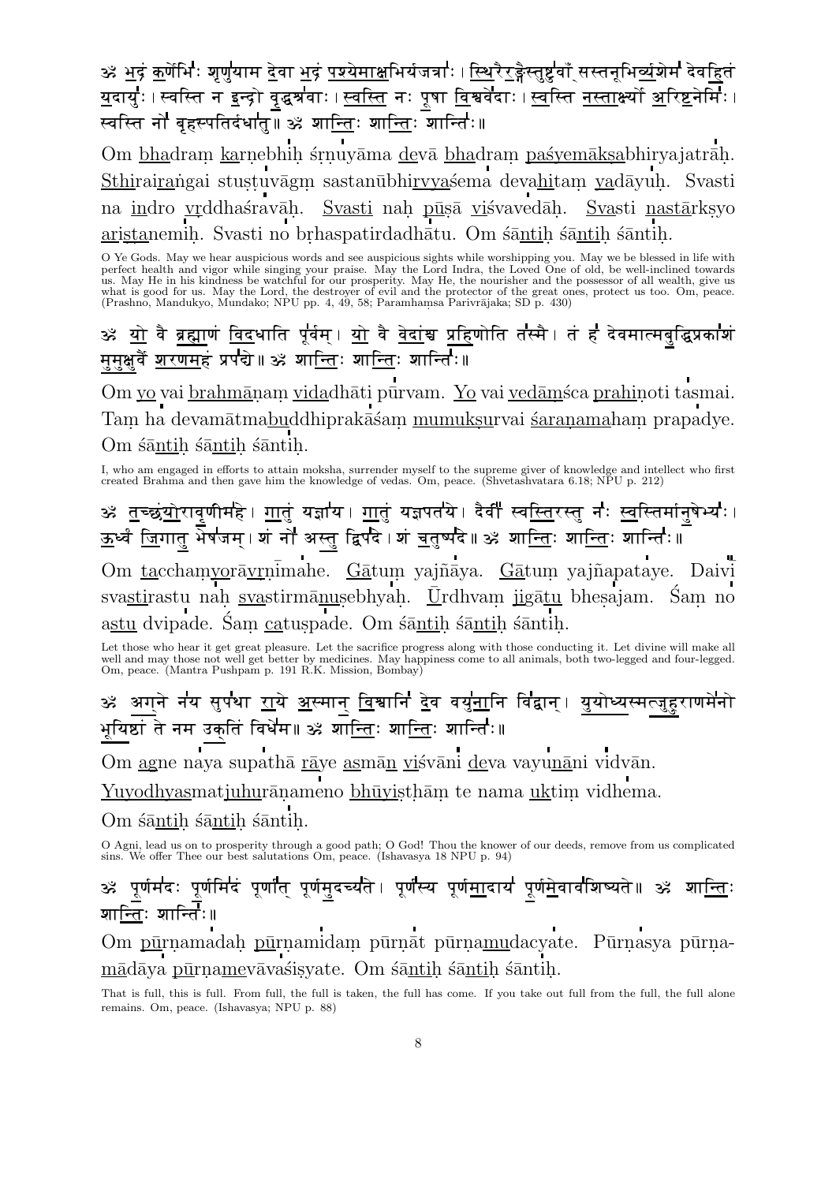ॐ भद्रं कर्णेभिः शृणुयाम देवा भद्रं पश्येमाक्षभिर्यजत्राः। स्थिरैरङ्गैस्तुष्टुवाँ सस्तनूभिर्व्यशेम देवहितं यदायुः। स्वस्ति न इन्द्रो वृद्धश्रवाः। स्वस्ति नः पूषा विश्ववेदाः। स्वस्ति नस्तार्क्ष्यो अरिष्टनेमिः। स्वस्ति नो बृहस्पतिर्दधातु॥ ॐ शान्तिः शान्तिः शान्तिः॥

Om bhadraṃ karṇebhiḥ śṛṇuyāma devā bhadraṃ paśyemākṣabhiryajatrāḥ. Sthirairaṅgai stuṣṭuvāgṃ sastanūbhirvyaśema devahitaṃ yadāyuḥ. Svasti na indro vṛddhaśravāḥ. Svasti naḥ pūṣā viśvavedāḥ. Svasti nastārkṣyo ariṣṭanemiḥ. Svasti no bṛhaspatirdadhātu. Om śāntiḥ śāntiḥ śāntiḥ.

O Ye Gods. May we hear auspicious words and see auspicious sights while worshipping you. May we be blessed in life with perfect health and vigor while singing your praise. May the Lord Indra, the Loved One of old, be well-inclined towards us. May He in his kindness be watchful for our prosperity. May He, the nourisher and the possessor of all wealth, give us what is good for us. May the Lord, the destroyer of evil and the protector of the great ones, protect us too. Om, peace. (Prashno, Mandukyo, Mundako; NPU pp. 4, 49, 58; Paramhaṃsa Parivrājaka; SD p. 430)

ॐ यो वै ब्रह्माणं विदधाति पूर्वम्। यो वै वेदांश्च प्रहिणोति तस्मै। तं ह देवमात्मबुद्धिप्रकाशं मुमुक्षुर्वै शरणमहं प्रपद्ये॥ ॐ शान्तिः शान्तिः शान्तिः॥

Om yo vai brahmāṇaṃ vidadhāti pūrvam. Yo vai vedāṃśca prahiṇoti tasmai. Taṃ ha devamātmabuddhiprakāśaṃ mumukṣurvai śaraṇamahaṃ prapadye. Om śāntiḥ śāntiḥ śāntiḥ.

I, who am engaged in efforts to attain moksha, surrender myself to the supreme giver of knowledge and intellect who first created Brahma and then gave him the knowledge of vedas. Om, peace. (Shvetashvatara 6.18; NPU p. 212)

ॐ तच्छंयोरावृणीमहे। गातुं यज्ञाय। गातुं यज्ञपतये। दैवी स्वस्तिरस्तु नः स्वस्तिर्मानुषेभ्यः। ऊर्ध्वं जिगातु भेषजम्। शं नो अस्तु द्विपदे। शं चतुष्पदे॥ ॐ शान्तिः शान्तिः शान्तिः॥

Om tacchaṃyorāvṛṇīmahe. Gātuṃ yajñāya. Gātuṃ yajñapataye. Daivī svastirastu naḥ svastirmānuṣebhyaḥ. Ūrdhvaṃ jigātu bheṣajam. Śaṃ no astu dvipade. Śaṃ catuṣpade. Om śāntiḥ śāntiḥ śāntiḥ.

Let those who hear it get great pleasure. Let the sacrifice progress along with those conducting it. Let divine will make all well and may those not well get better by medicines. May happiness come to all animals, both two-legged and four-legged. Om, peace. (Mantra Pushpam p. 191 R.K. Mission, Bombay)

ॐ अग्ने नय सुपथा राये अस्मान् विश्वानि देव वयुनानि विद्वान्। युयोध्यस्मज्जुहुराणमेनो भूयिष्ठां ते नम उक्तिं विधेम॥ ॐ शान्तिः शान्तिः शान्तिः॥

Om agne naya supathā rāye asmān viśvāni deva vayunāni vidvān.

Yuyodhyasmatjuhurāṇameno bhūyiṣṭhāṃ te nama uktiṃ vidhema.

Om śāntiḥ śāntiḥ śāntiḥ.

O Agni, lead us on to prosperity through a good path; O God! Thou the knower of our deeds, remove from us complicated sins. We offer Thee our best salutations Om, peace. (Ishavasya 18 NPU p. 94)

ॐ पूर्णमदः पूर्णमिदं पूर्णात् पूर्णमुदच्यते। पूर्णस्य पूर्णमादाय पूर्णमेवावशिष्यते॥ ॐ शान्तिः शान्तिः शान्तिः॥

Om pūrṇamadaḥ pūrṇamidaṃ pūrṇāt pūrṇamudacyate. Pūrṇasya pūrṇamādāya pūrṇamevāvaśiṣyate. Om śāntiḥ śāntiḥ śāntiḥ.

That is full, this is full. From full, the full is taken, the full has come. If you take out full from the full, the full alone remains. Om, peace. (Ishavasya; NPU p. 88)